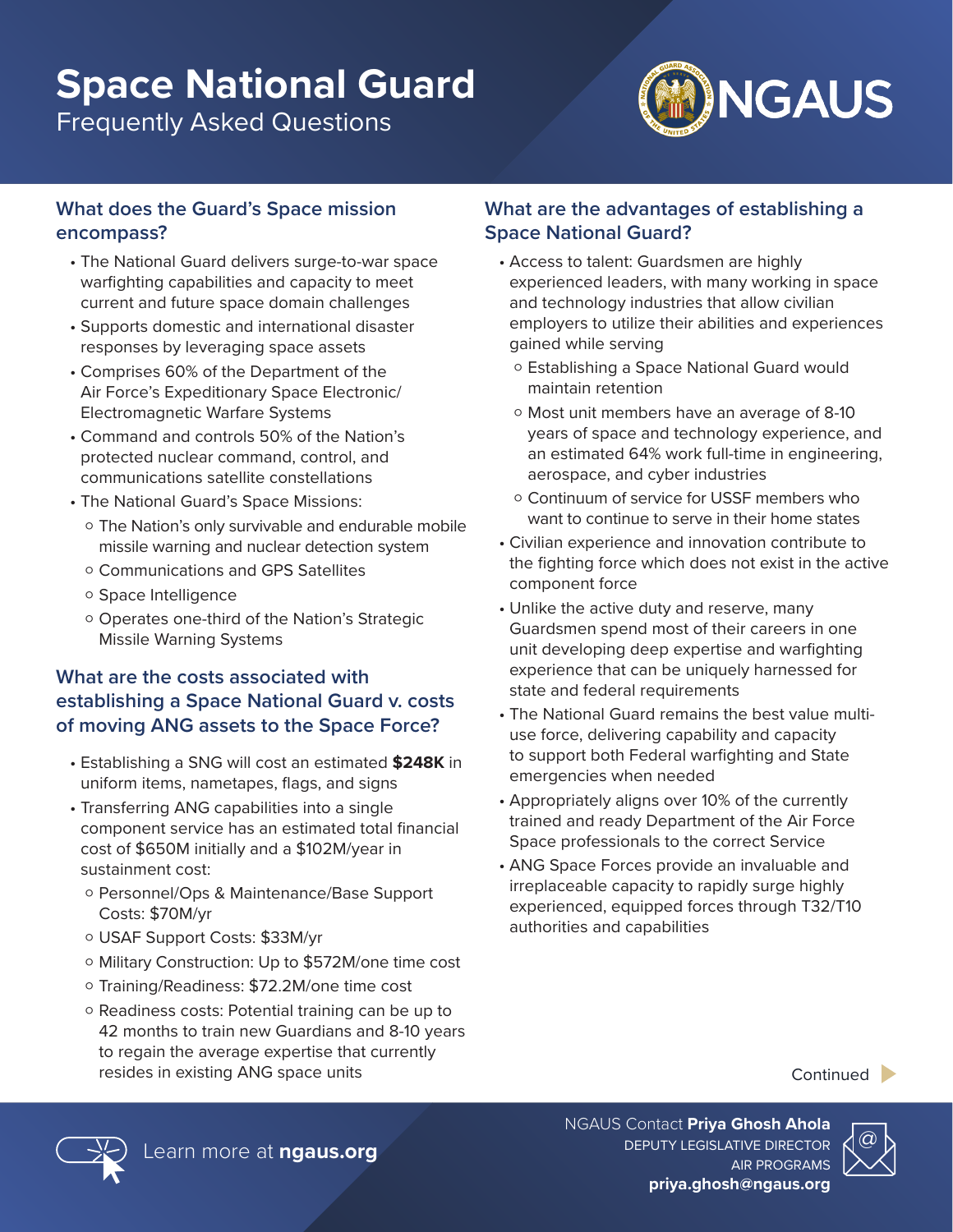# Space National Guard

Frequently Asked Questions

NGAUS

## What does the Guard's Space mission encompass?

- The National Guard delivers surge-to-war space warfighting capabilities and capacity to meet current and future space domain challenges
- Supports domestic and international disaster responses by leveraging space assets
- Comprises 60% of the Department of the Air Force's Expeditionary Space Electronic/ Electromagnetic Warfare Systems
- Command and controls 50% of the Nation's protected nuclear command, control, and communications satellite constellations
- The National Guard's Space Missions:
  - The Nation's only survivable and endurable mobile missile warning and nuclear detection system
  - Communications and GPS Satellites
  - Space Intelligence
  - Operates one-third of the Nation's Strategic Missile Warning Systems

## What are the costs associated with establishing a Space National Guard v. costs of moving ANG assets to the Space Force?

- Establishing a SNG will cost an estimated **$248K** in uniform items, nametapes, flags, and signs
- Transferring ANG capabilities into a single component service has an estimated total financial cost of $650M initially and a $102M/year in sustainment cost:
  - Personnel/Ops & Maintenance/Base Support Costs: $70M/yr
  - USAF Support Costs: $33M/yr
  - Military Construction: Up to $572M/one time cost
  - Training/Readiness: $72.2M/one time cost
  - Readiness costs: Potential training can be up to 42 months to train new Guardians and 8-10 years to regain the average expertise that currently resides in existing ANG space units

## What are the advantages of establishing a Space National Guard?

- Access to talent: Guardsmen are highly experienced leaders, with many working in space and technology industries that allow civilian employers to utilize their abilities and experiences gained while serving
  - Establishing a Space National Guard would maintain retention
  - Most unit members have an average of 8-10 years of space and technology experience, and an estimated 64% work full-time in engineering, aerospace, and cyber industries
  - Continuum of service for USSF members who want to continue to serve in their home states
- Civilian experience and innovation contribute to the fighting force which does not exist in the active component force
- Unlike the active duty and reserve, many Guardsmen spend most of their careers in one unit developing deep expertise and warfighting experience that can be uniquely harnessed for state and federal requirements
- The National Guard remains the best value multi-use force, delivering capability and capacity to support both Federal warfighting and State emergencies when needed
- Appropriately aligns over 10% of the currently trained and ready Department of the Air Force Space professionals to the correct Service
- ANG Space Forces provide an invaluable and irreplaceable capacity to rapidly surge highly experienced, equipped forces through T32/T10 authorities and capabilities

Continued

Learn more at **ngaus.org**

NGAUS Contact **Priya Ghosh Ahola**
DEPUTY LEGISLATIVE DIRECTOR
AIR PROGRAMS
**priya.ghosh@ngaus.org**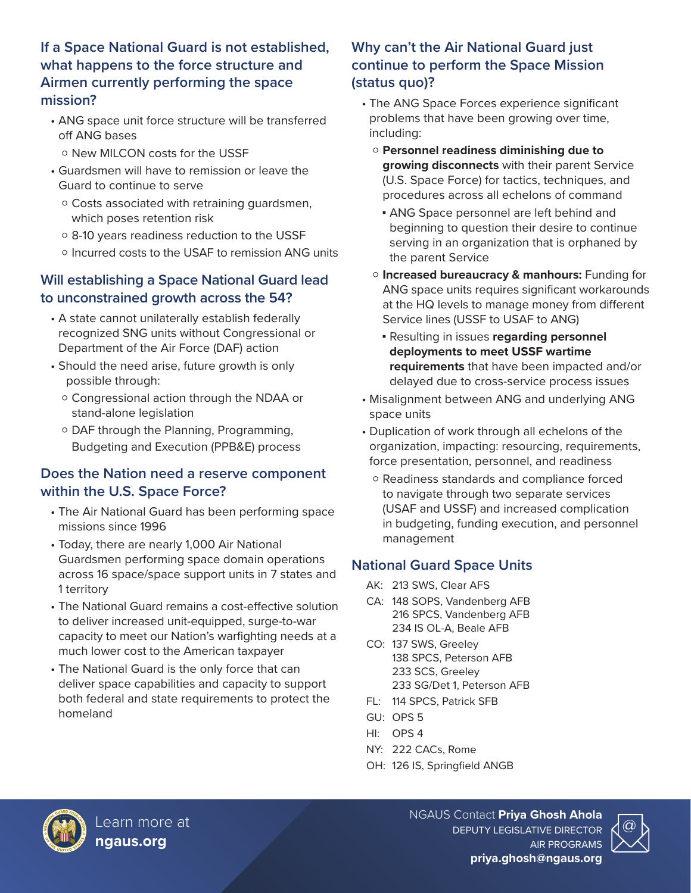## If a Space National Guard is not established, what happens to the force structure and Airmen currently performing the space mission?

- ANG space unit force structure will be transferred off ANG bases
  - New MILCON costs for the USSF
- Guardsmen will have to remission or leave the Guard to continue to serve
  - Costs associated with retraining guardsmen, which poses retention risk
  - 8-10 years readiness reduction to the USSF
  - Incurred costs to the USAF to remission ANG units

## Will establishing a Space National Guard lead to unconstrained growth across the 54?

- A state cannot unilaterally establish federally recognized SNG units without Congressional or Department of the Air Force (DAF) action
- Should the need arise, future growth is only possible through:
  - Congressional action through the NDAA or stand-alone legislation
  - DAF through the Planning, Programming, Budgeting and Execution (PPB&E) process

## Does the Nation need a reserve component within the U.S. Space Force?

- The Air National Guard has been performing space missions since 1996
- Today, there are nearly 1,000 Air National Guardsmen performing space domain operations across 16 space/space support units in 7 states and 1 territory
- The National Guard remains a cost-effective solution to deliver increased unit-equipped, surge-to-war capacity to meet our Nation's warfighting needs at a much lower cost to the American taxpayer
- The National Guard is the only force that can deliver space capabilities and capacity to support both federal and state requirements to protect the homeland

## Why can't the Air National Guard just continue to perform the Space Mission (status quo)?

- The ANG Space Forces experience significant problems that have been growing over time, including:
  - **Personnel readiness diminishing due to growing disconnects** with their parent Service (U.S. Space Force) for tactics, techniques, and procedures across all echelons of command
    - ANG Space personnel are left behind and beginning to question their desire to continue serving in an organization that is orphaned by the parent Service
  - **Increased bureaucracy & manhours:** Funding for ANG space units requires significant workarounds at the HQ levels to manage money from different Service lines (USSF to USAF to ANG)
    - Resulting in issues **regarding personnel deployments to meet USSF wartime requirements** that have been impacted and/or delayed due to cross-service process issues
- Misalignment between ANG and underlying ANG space units
- Duplication of work through all echelons of the organization, impacting: resourcing, requirements, force presentation, personnel, and readiness
  - Readiness standards and compliance forced to navigate through two separate services (USAF and USSF) and increased complication in budgeting, funding execution, and personnel management

## National Guard Space Units

- AK: 213 SWS, Clear AFS
- CA: 148 SOPS, Vandenberg AFB
  216 SPCS, Vandenberg AFB
  234 IS OL-A, Beale AFB
- CO: 137 SWS, Greeley
  138 SPCS, Peterson AFB
  233 SCS, Greeley
  233 SG/Det 1, Peterson AFB
- FL: 114 SPCS, Patrick SFB
- GU: OPS 5
- HI: OPS 4
- NY: 222 CACs, Rome
- OH: 126 IS, Springfield ANGB

Learn more at **ngaus.org**

NGAUS Contact **Priya Ghosh Ahola**
DEPUTY LEGISLATIVE DIRECTOR
AIR PROGRAMS
**priya.ghosh@ngaus.org**